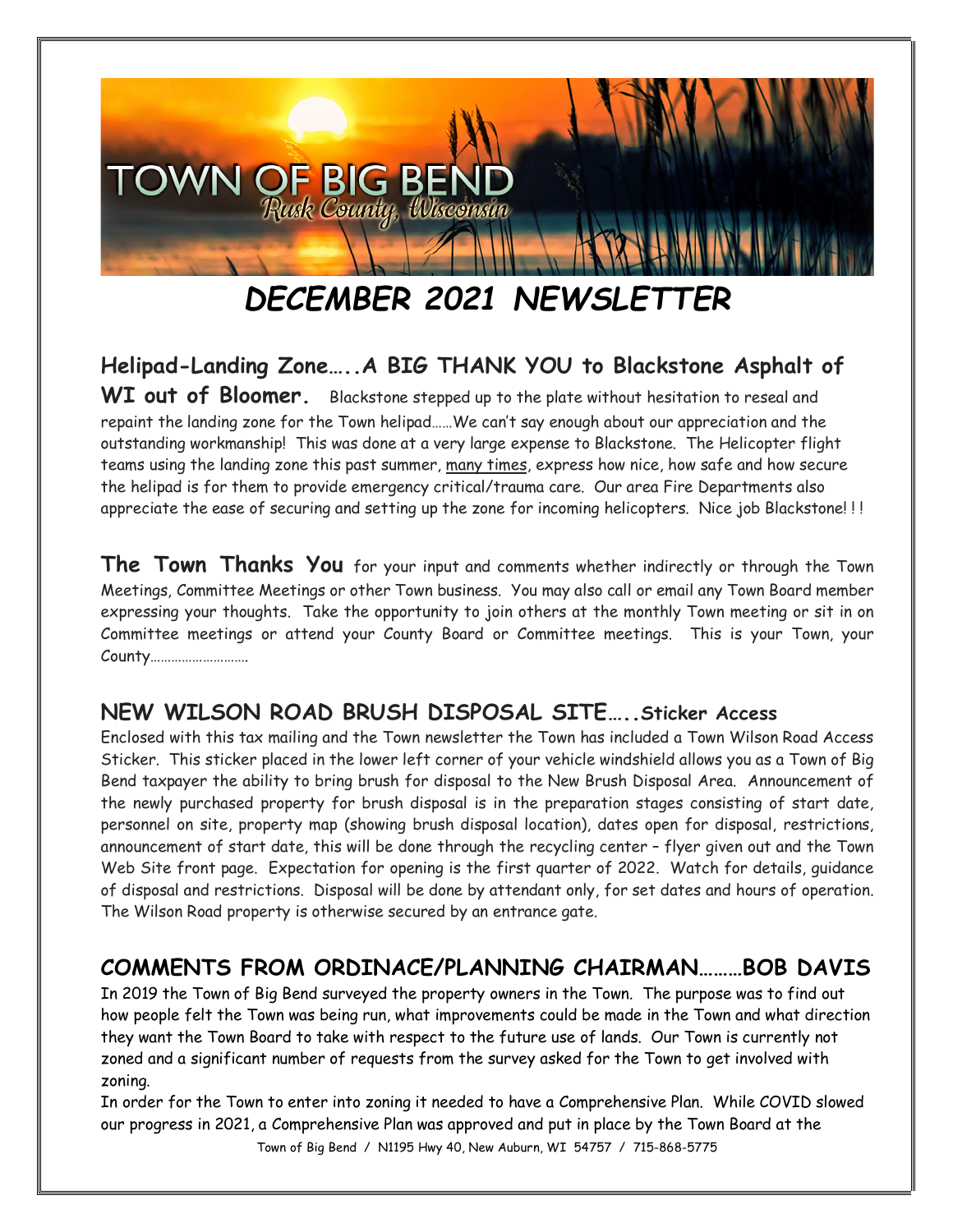# TOWN OF BIG BEND

*Rusk County, Wisconsin*

# *DECEMBER 2021 NEWSLETTER*

**Helipad-Landing Zone…..A BIG THANK YOU to Blackstone Asphalt of WI out of Bloomer.** Blackstone stepped up to the plate without hesitation to reseal and repaint the landing zone for the Town helipad……We can't say enough about our appreciation and the outstanding workmanship! This was done at a very large expense to Blackstone. The Helicopter flight teams using the landing zone this past summer, many times, express how nice, how safe and how secure the helipad is for them to provide emergency critical/trauma care. Our area Fire Departments also appreciate the ease of securing and setting up the zone for incoming helicopters. Nice job Blackstone! ! !

**The Town Thanks You** for your input and comments whether indirectly or through the Town Meetings, Committee Meetings or other Town business. You may also call or email any Town Board member expressing your thoughts. Take the opportunity to join others at the monthly Town meeting or sit in on Committee meetings or attend your County Board or Committee meetings. This is your Town, your County……………………….

## NEW WILSON ROAD BRUSH DISPOSAL SITE…..Sticker Access

Enclosed with this tax mailing and the Town newsletter the Town has included a Town Wilson Road Access Sticker. This sticker placed in the lower left corner of your vehicle windshield allows you as a Town of Big Bend taxpayer the ability to bring brush for disposal to the New Brush Disposal Area. Announcement of the newly purchased property for brush disposal is in the preparation stages consisting of start date, personnel on site, property map (showing brush disposal location), dates open for disposal, restrictions, announcement of start date, this will be done through the recycling center – flyer given out and the Town Web Site front page. Expectation for opening is the first quarter of 2022. Watch for details, guidance of disposal and restrictions. Disposal will be done by attendant only, for set dates and hours of operation. The Wilson Road property is otherwise secured by an entrance gate.

## COMMENTS FROM ORDINACE/PLANNING CHAIRMAN………BOB DAVIS

In 2019 the Town of Big Bend surveyed the property owners in the Town. The purpose was to find out how people felt the Town was being run, what improvements could be made in the Town and what direction they want the Town Board to take with respect to the future use of lands. Our Town is currently not zoned and a significant number of requests from the survey asked for the Town to get involved with zoning.

In order for the Town to enter into zoning it needed to have a Comprehensive Plan. While COVID slowed our progress in 2021, a Comprehensive Plan was approved and put in place by the Town Board at the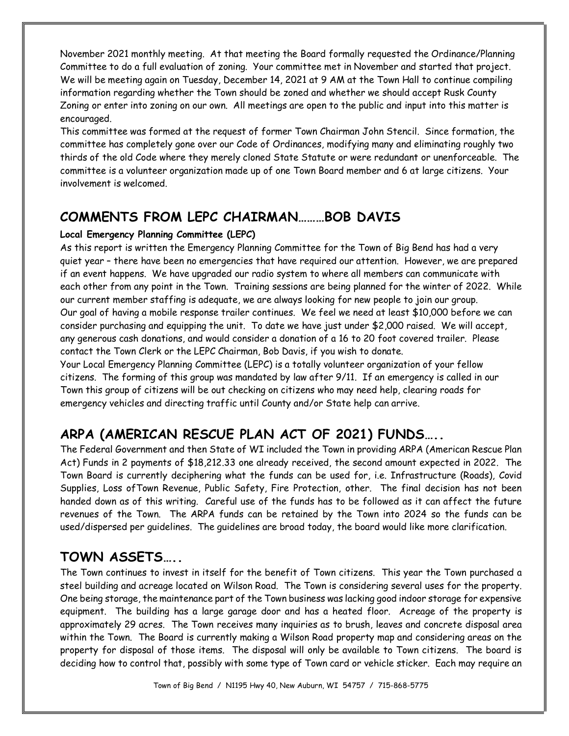November 2021 monthly meeting. At that meeting the Board formally requested the Ordinance/Planning Committee to do a full evaluation of zoning. Your committee met in November and started that project. We will be meeting again on Tuesday, December 14, 2021 at 9 AM at the Town Hall to continue compiling information regarding whether the Town should be zoned and whether we should accept Rusk County Zoning or enter into zoning on our own. All meetings are open to the public and input into this matter is encouraged.

This committee was formed at the request of former Town Chairman John Stencil. Since formation, the committee has completely gone over our Code of Ordinances, modifying many and eliminating roughly two thirds of the old Code where they merely cloned State Statute or were redundant or unenforceable. The committee is a volunteer organization made up of one Town Board member and 6 at large citizens. Your involvement is welcomed.

## COMMENTS FROM LEPC CHAIRMAN………BOB DAVIS

**Local Emergency Planning Committee (LEPC)**

As this report is written the Emergency Planning Committee for the Town of Big Bend has had a very quiet year – there have been no emergencies that have required our attention. However, we are prepared if an event happens. We have upgraded our radio system to where all members can communicate with each other from any point in the Town. Training sessions are being planned for the winter of 2022. While our current member staffing is adequate, we are always looking for new people to join our group.

Our goal of having a mobile response trailer continues. We feel we need at least $10,000 before we can consider purchasing and equipping the unit. To date we have just under $2,000 raised. We will accept, any generous cash donations, and would consider a donation of a 16 to 20 foot covered trailer. Please contact the Town Clerk or the LEPC Chairman, Bob Davis, if you wish to donate.

Your Local Emergency Planning Committee (LEPC) is a totally volunteer organization of your fellow citizens. The forming of this group was mandated by law after 9/11. If an emergency is called in our Town this group of citizens will be out checking on citizens who may need help, clearing roads for emergency vehicles and directing traffic until County and/or State help can arrive.

## ARPA (AMERICAN RESCUE PLAN ACT OF 2021) FUNDS…..

The Federal Government and then State of WI included the Town in providing ARPA (American Rescue Plan Act) Funds in 2 payments of $18,212.33 one already received, the second amount expected in 2022. The Town Board is currently deciphering what the funds can be used for, i.e. Infrastructure (Roads), Covid Supplies, Loss ofTown Revenue, Public Safety, Fire Protection, other. The final decision has not been handed down as of this writing. Careful use of the funds has to be followed as it can affect the future revenues of the Town. The ARPA funds can be retained by the Town into 2024 so the funds can be used/dispersed per guidelines. The guidelines are broad today, the board would like more clarification.

## TOWN ASSETS…..

The Town continues to invest in itself for the benefit of Town citizens. This year the Town purchased a steel building and acreage located on Wilson Road. The Town is considering several uses for the property. One being storage, the maintenance part of the Town business was lacking good indoor storage for expensive equipment. The building has a large garage door and has a heated floor. Acreage of the property is approximately 29 acres. The Town receives many inquiries as to brush, leaves and concrete disposal area within the Town. The Board is currently making a Wilson Road property map and considering areas on the property for disposal of those items. The disposal will only be available to Town citizens. The board is deciding how to control that, possibly with some type of Town card or vehicle sticker. Each may require an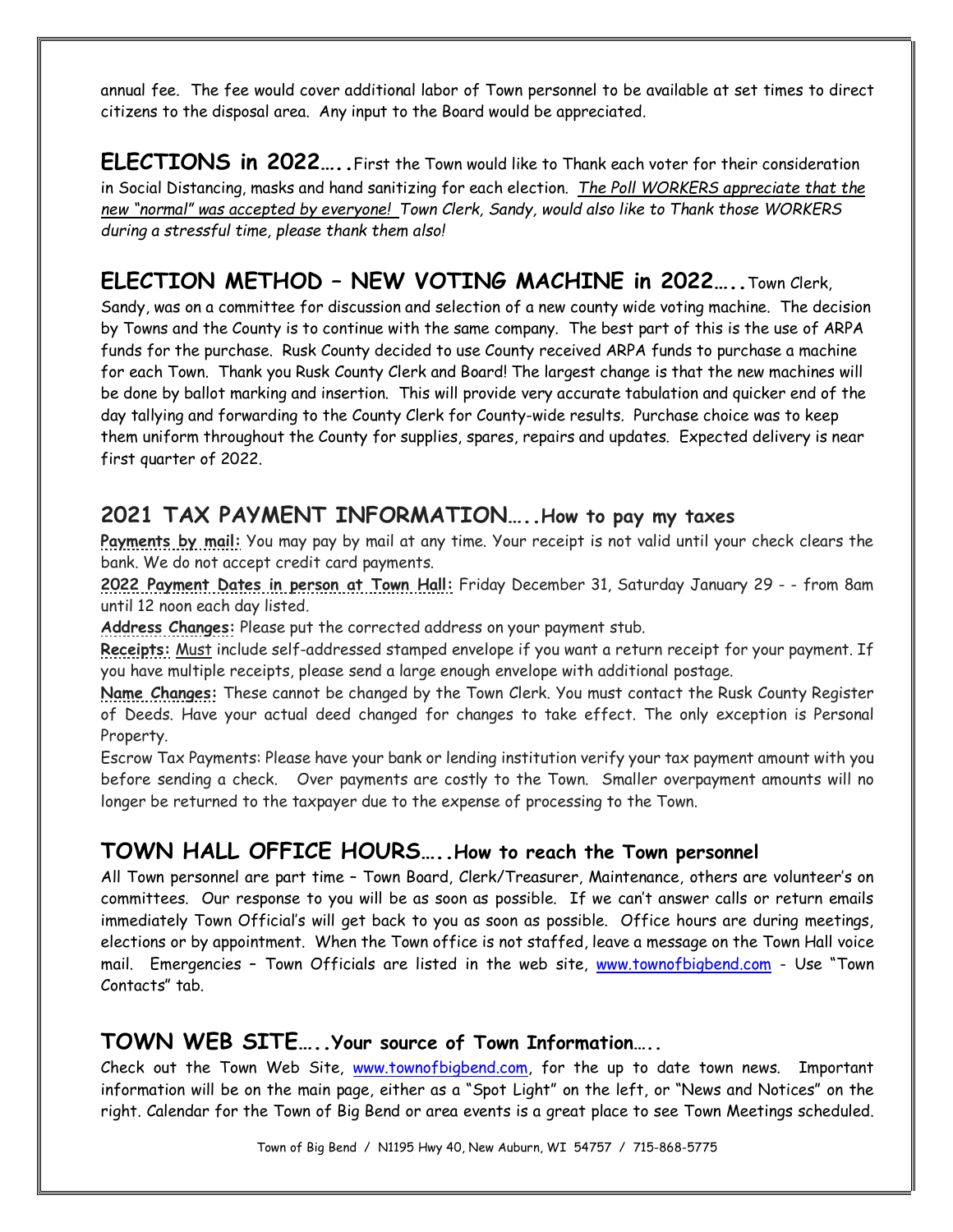annual fee. The fee would cover additional labor of Town personnel to be available at set times to direct citizens to the disposal area. Any input to the Board would be appreciated.

**ELECTIONS in 2022…..** First the Town would like to Thank each voter for their consideration in Social Distancing, masks and hand sanitizing for each election. *The Poll WORKERS appreciate that the new "normal" was accepted by everyone! Town Clerk, Sandy, would also like to Thank those WORKERS during a stressful time, please thank them also!*

**ELECTION METHOD – NEW VOTING MACHINE in 2022…..** Town Clerk, Sandy, was on a committee for discussion and selection of a new county wide voting machine. The decision by Towns and the County is to continue with the same company. The best part of this is the use of ARPA funds for the purchase. Rusk County decided to use County received ARPA funds to purchase a machine for each Town. Thank you Rusk County Clerk and Board! The largest change is that the new machines will be done by ballot marking and insertion. This will provide very accurate tabulation and quicker end of the day tallying and forwarding to the County Clerk for County-wide results. Purchase choice was to keep them uniform throughout the County for supplies, spares, repairs and updates. Expected delivery is near first quarter of 2022.

## 2021 TAX PAYMENT INFORMATION…..How to pay my taxes

**Payments by mail:** You may pay by mail at any time. Your receipt is not valid until your check clears the bank. We do not accept credit card payments.

**2022 Payment Dates in person at Town Hall:** Friday December 31, Saturday January 29 - - from 8am until 12 noon each day listed.

**Address Changes:** Please put the corrected address on your payment stub.

**Receipts:** Must include self-addressed stamped envelope if you want a return receipt for your payment. If you have multiple receipts, please send a large enough envelope with additional postage.

**Name Changes:** These cannot be changed by the Town Clerk. You must contact the Rusk County Register of Deeds. Have your actual deed changed for changes to take effect. The only exception is Personal Property.

Escrow Tax Payments: Please have your bank or lending institution verify your tax payment amount with you before sending a check. Over payments are costly to the Town. Smaller overpayment amounts will no longer be returned to the taxpayer due to the expense of processing to the Town.

## TOWN HALL OFFICE HOURS…..How to reach the Town personnel

All Town personnel are part time – Town Board, Clerk/Treasurer, Maintenance, others are volunteer's on committees. Our response to you will be as soon as possible. If we can't answer calls or return emails immediately Town Official's will get back to you as soon as possible. Office hours are during meetings, elections or by appointment. When the Town office is not staffed, leave a message on the Town Hall voice mail. Emergencies – Town Officials are listed in the web site, www.townofbigbend.com - Use "Town Contacts" tab.

## TOWN WEB SITE…..Your source of Town Information…..

Check out the Town Web Site, www.townofbigbend.com, for the up to date town news. Important information will be on the main page, either as a "Spot Light" on the left, or "News and Notices" on the right. Calendar for the Town of Big Bend or area events is a great place to see Town Meetings scheduled.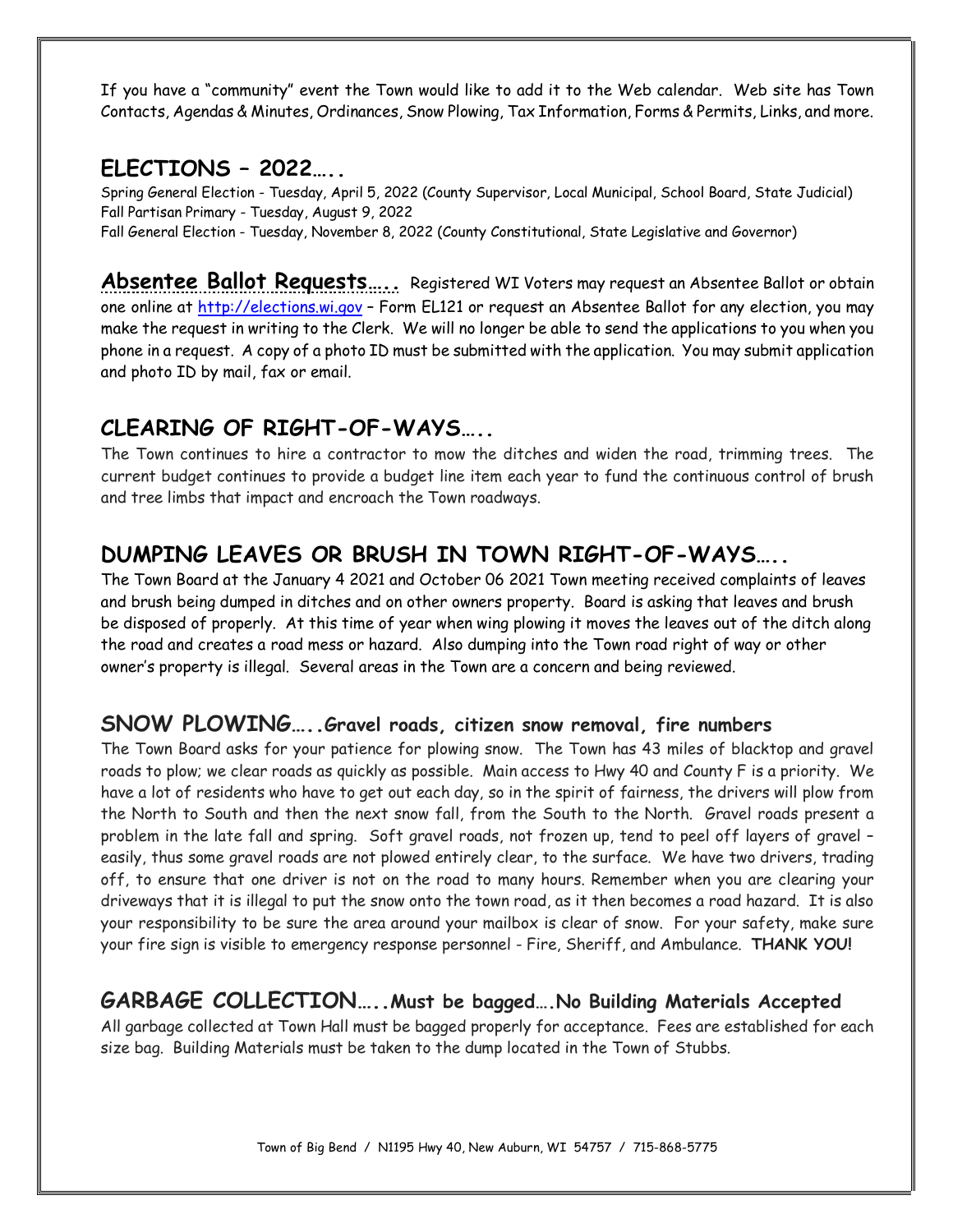If you have a "community" event the Town would like to add it to the Web calendar. Web site has Town Contacts, Agendas & Minutes, Ordinances, Snow Plowing, Tax Information, Forms & Permits, Links, and more.

## ELECTIONS – 2022…..

Spring General Election - Tuesday, April 5, 2022 (County Supervisor, Local Municipal, School Board, State Judicial)
Fall Partisan Primary - Tuesday, August 9, 2022
Fall General Election - Tuesday, November 8, 2022 (County Constitutional, State Legislative and Governor)

**Absentee Ballot Requests…..** Registered WI Voters may request an Absentee Ballot or obtain one online at http://elections.wi.gov – Form EL121 or request an Absentee Ballot for any election, you may make the request in writing to the Clerk. We will no longer be able to send the applications to you when you phone in a request. A copy of a photo ID must be submitted with the application. You may submit application and photo ID by mail, fax or email.

## CLEARING OF RIGHT-OF-WAYS…..

The Town continues to hire a contractor to mow the ditches and widen the road, trimming trees. The current budget continues to provide a budget line item each year to fund the continuous control of brush and tree limbs that impact and encroach the Town roadways.

## DUMPING LEAVES OR BRUSH IN TOWN RIGHT-OF-WAYS…..

The Town Board at the January 4 2021 and October 06 2021 Town meeting received complaints of leaves and brush being dumped in ditches and on other owners property. Board is asking that leaves and brush be disposed of properly. At this time of year when wing plowing it moves the leaves out of the ditch along the road and creates a road mess or hazard. Also dumping into the Town road right of way or other owner's property is illegal. Several areas in the Town are a concern and being reviewed.

## SNOW PLOWING…..Gravel roads, citizen snow removal, fire numbers

The Town Board asks for your patience for plowing snow. The Town has 43 miles of blacktop and gravel roads to plow; we clear roads as quickly as possible. Main access to Hwy 40 and County F is a priority. We have a lot of residents who have to get out each day, so in the spirit of fairness, the drivers will plow from the North to South and then the next snow fall, from the South to the North. Gravel roads present a problem in the late fall and spring. Soft gravel roads, not frozen up, tend to peel off layers of gravel – easily, thus some gravel roads are not plowed entirely clear, to the surface. We have two drivers, trading off, to ensure that one driver is not on the road to many hours. Remember when you are clearing your driveways that it is illegal to put the snow onto the town road, as it then becomes a road hazard. It is also your responsibility to be sure the area around your mailbox is clear of snow. For your safety, make sure your fire sign is visible to emergency response personnel - Fire, Sheriff, and Ambulance. **THANK YOU!**

## GARBAGE COLLECTION…..Must be bagged….No Building Materials Accepted

All garbage collected at Town Hall must be bagged properly for acceptance. Fees are established for each size bag. Building Materials must be taken to the dump located in the Town of Stubbs.

Town of Big Bend / N1195 Hwy 40, New Auburn, WI 54757 / 715-868-5775